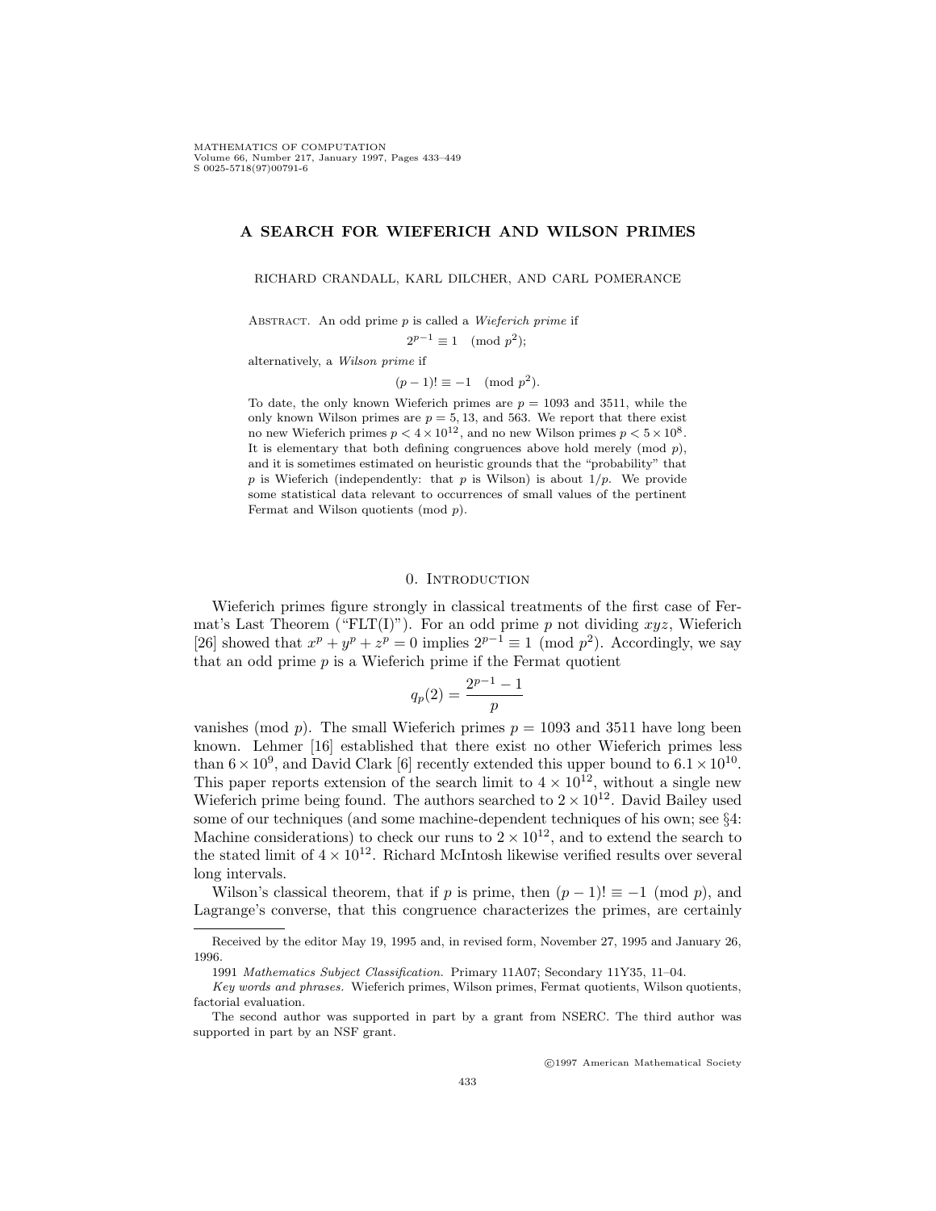# A SEARCH FOR WIEFERICH AND WILSON PRIMES

RICHARD CRANDALL, KARL DILCHER, AND CARL POMERANCE

Abstract. An odd prime $p$ is called a *Wieferich prime* if

$$2^{p-1} \equiv 1 \pmod{p^2};$$

alternatively, a *Wilson prime* if

$$(p-1)! \equiv -1 \pmod{p^2}.$$

To date, the only known Wieferich primes are $p = 1093$ and $3511$, while the only known Wilson primes are $p = 5, 13$, and $563$. We report that there exist no new Wieferich primes $p < 4 \times 10^{12}$, and no new Wilson primes $p < 5 \times 10^8$. It is elementary that both defining congruences above hold merely $\pmod{p}$, and it is sometimes estimated on heuristic grounds that the "probability" that $p$ is Wieferich (independently: that $p$ is Wilson) is about $1/p$. We provide some statistical data relevant to occurrences of small values of the pertinent Fermat and Wilson quotients $\pmod{p}$.

## 0. Introduction

Wieferich primes figure strongly in classical treatments of the first case of Fermat's Last Theorem ("FLT(I)"). For an odd prime $p$ not dividing $xyz$, Wieferich [26] showed that $x^p + y^p + z^p = 0$ implies $2^{p-1} \equiv 1 \pmod{p^2}$. Accordingly, we say that an odd prime $p$ is a Wieferich prime if the Fermat quotient

$$q_p(2) = \frac{2^{p-1} - 1}{p}$$

vanishes $\pmod{p}$. The small Wieferich primes $p = 1093$ and $3511$ have long been known. Lehmer [16] established that there exist no other Wieferich primes less than $6 \times 10^9$, and David Clark [6] recently extended this upper bound to $6.1 \times 10^{10}$. This paper reports extension of the search limit to $4 \times 10^{12}$, without a single new Wieferich prime being found. The authors searched to $2 \times 10^{12}$. David Bailey used some of our techniques (and some machine-dependent techniques of his own; see §4: Machine considerations) to check our runs to $2 \times 10^{12}$, and to extend the search to the stated limit of $4 \times 10^{12}$. Richard McIntosh likewise verified results over several long intervals.

Wilson's classical theorem, that if $p$ is prime, then $(p-1)! \equiv -1 \pmod{p}$, and Lagrange's converse, that this congruence characterizes the primes, are certainly

---

Received by the editor May 19, 1995 and, in revised form, November 27, 1995 and January 26, 1996.

1991 *Mathematics Subject Classification.* Primary 11A07; Secondary 11Y35, 11–04.

*Key words and phrases.* Wieferich primes, Wilson primes, Fermat quotients, Wilson quotients, factorial evaluation.

The second author was supported in part by a grant from NSERC. The third author was supported in part by an NSF grant.

©1997 American Mathematical Society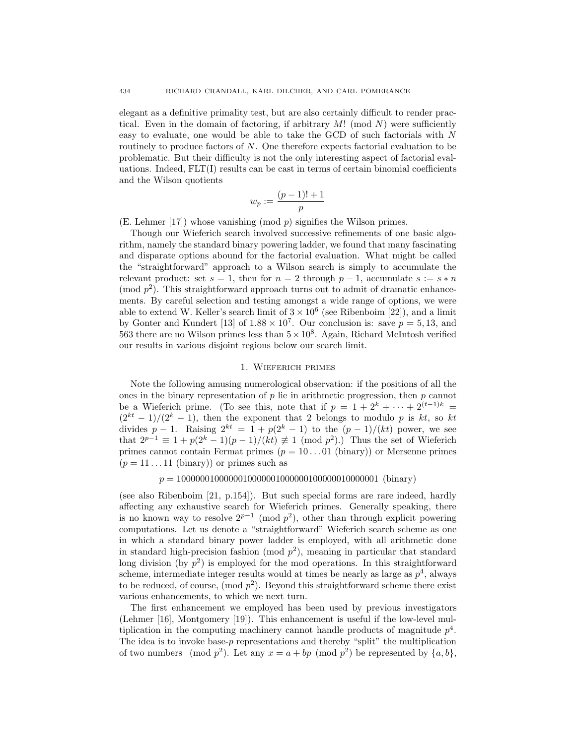elegant as a definitive primality test, but are also certainly difficult to render practical. Even in the domain of factoring, if arbitrary $M! \pmod N$ were sufficiently easy to evaluate, one would be able to take the GCD of such factorials with $N$ routinely to produce factors of $N$. One therefore expects factorial evaluation to be problematic. But their difficulty is not the only interesting aspect of factorial evaluations. Indeed, FLT(I) results can be cast in terms of certain binomial coefficients and the Wilson quotients

$$w_p := \frac{(p-1)! + 1}{p}$$

(E. Lehmer [17]) whose vanishing $\pmod p$ signifies the Wilson primes.

Though our Wieferich search involved successive refinements of one basic algorithm, namely the standard binary powering ladder, we found that many fascinating and disparate options abound for the factorial evaluation. What might be called the "straightforward" approach to a Wilson search is simply to accumulate the relevant product: set $s = 1$, then for $n = 2$ through $p - 1$, accumulate $s := s * n \pmod{p^2}$. This straightforward approach turns out to admit of dramatic enhancements. By careful selection and testing amongst a wide range of options, we were able to extend W. Keller's search limit of $3 \times 10^6$ (see Ribenboim [22]), and a limit by Gonter and Kundert [13] of $1.88 \times 10^7$. Our conclusion is: save $p = 5, 13$, and 563 there are no Wilson primes less than $5 \times 10^8$. Again, Richard McIntosh verified our results in various disjoint regions below our search limit.

## 1. Wieferich primes

Note the following amusing numerological observation: if the positions of all the ones in the binary representation of $p$ lie in arithmetic progression, then $p$ cannot be a Wieferich prime. (To see this, note that if $p = 1 + 2^k + \cdots + 2^{(t-1)k} = (2^{kt} - 1)/(2^k - 1)$, then the exponent that 2 belongs to modulo $p$ is $kt$, so $kt$ divides $p - 1$. Raising $2^{kt} = 1 + p(2^k - 1)$ to the $(p-1)/(kt)$ power, we see that $2^{p-1} \equiv 1 + p(2^k - 1)(p-1)/(kt) \not\equiv 1 \pmod{p^2}$.) Thus the set of Wieferich primes cannot contain Fermat primes ($p = 10\ldots01$ (binary)) or Mersenne primes ($p = 11\ldots11$ (binary)) or primes such as

$$p = 1000000100000010000001000000100000010000001 \text{ (binary)}$$

(see also Ribenboim [21, p.154]). But such special forms are rare indeed, hardly affecting any exhaustive search for Wieferich primes. Generally speaking, there is no known way to resolve $2^{p-1} \pmod{p^2}$, other than through explicit powering computations. Let us denote a "straightforward" Wieferich search scheme as one in which a standard binary power ladder is employed, with all arithmetic done in standard high-precision fashion $\pmod{p^2}$, meaning in particular that standard long division (by $p^2$) is employed for the mod operations. In this straightforward scheme, intermediate integer results would at times be nearly as large as $p^4$, always to be reduced, of course, $\pmod{p^2}$. Beyond this straightforward scheme there exist various enhancements, to which we next turn.

The first enhancement we employed has been used by previous investigators (Lehmer [16], Montgomery [19]). This enhancement is useful if the low-level multiplication in the computing machinery cannot handle products of magnitude $p^4$. The idea is to invoke base-$p$ representations and thereby "split" the multiplication of two numbers $\pmod{p^2}$. Let any $x = a + bp \pmod{p^2}$ be represented by $\{a, b\}$,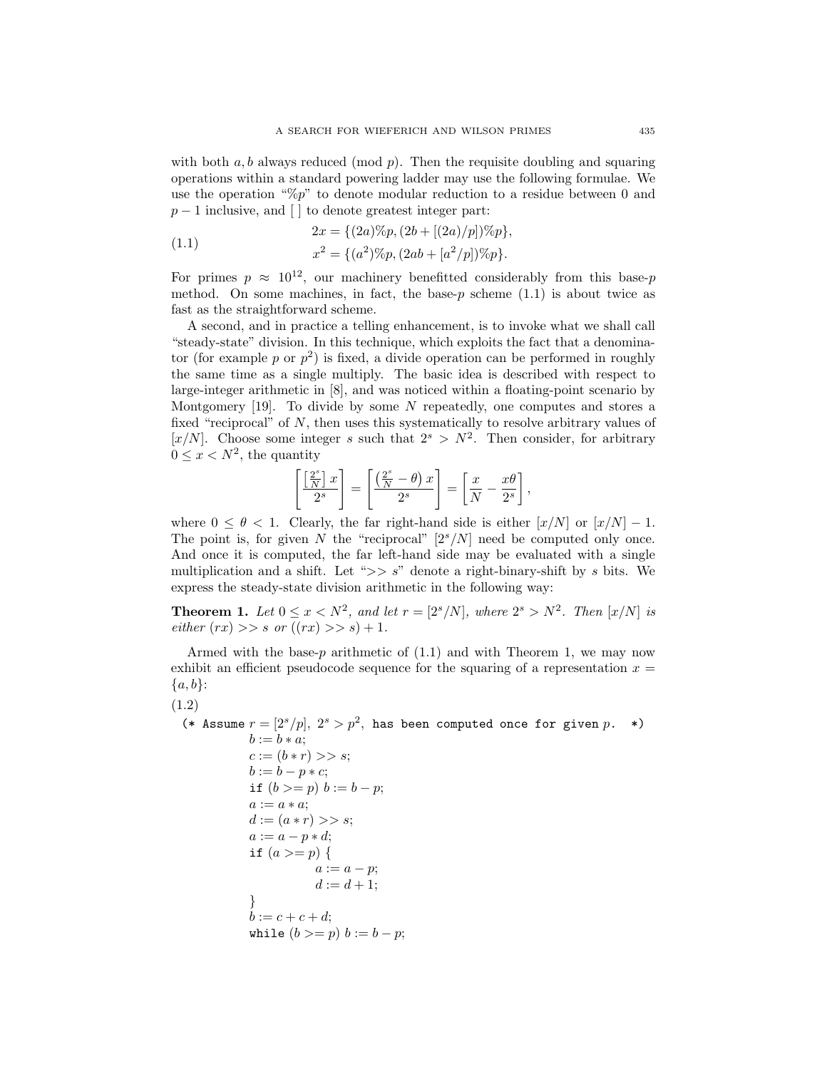with both $a, b$ always reduced (mod $p$). Then the requisite doubling and squaring operations within a standard powering ladder may use the following formulae. We use the operation "$\%p$" to denote modular reduction to a residue between 0 and $p - 1$ inclusive, and [ ] to denote greatest integer part:

$$
\begin{aligned}
2x &= \{(2a)\%p, (2b + [(2a)/p])\%p\}, \\
x^2 &= \{(a^2)\%p, (2ab + [a^2/p])\%p\}.
\end{aligned}
\tag{1.1}
$$

For primes $p \approx 10^{12}$, our machinery benefitted considerably from this base-$p$ method. On some machines, in fact, the base-$p$ scheme (1.1) is about twice as fast as the straightforward scheme.

A second, and in practice a telling enhancement, is to invoke what we shall call "steady-state" division. In this technique, which exploits the fact that a denominator (for example $p$ or $p^2$) is fixed, a divide operation can be performed in roughly the same time as a single multiply. The basic idea is described with respect to large-integer arithmetic in [8], and was noticed within a floating-point scenario by Montgomery [19]. To divide by some $N$ repeatedly, one computes and stores a fixed "reciprocal" of $N$, then uses this systematically to resolve arbitrary values of $[x/N]$. Choose some integer $s$ such that $2^s > N^2$. Then consider, for arbitrary $0 \le x < N^2$, the quantity

$$
\left[\frac{\left[\frac{2^s}{N}\right] x}{2^s}\right] = \left[\frac{\left(\frac{2^s}{N} - \theta\right) x}{2^s}\right] = \left[\frac{x}{N} - \frac{x\theta}{2^s}\right],
$$

where $0 \le \theta < 1$. Clearly, the far right-hand side is either $[x/N]$ or $[x/N] - 1$. The point is, for given $N$ the "reciprocal" $[2^s/N]$ need be computed only once. And once it is computed, the far left-hand side may be evaluated with a single multiplication and a shift. Let "$>> s$" denote a right-binary-shift by $s$ bits. We express the steady-state division arithmetic in the following way:

**Theorem 1.** *Let $0 \le x < N^2$, and let $r = [2^s/N]$, where $2^s > N^2$. Then $[x/N]$ is either $(rx) >> s$ or $((rx) >> s) + 1$.*

Armed with the base-$p$ arithmetic of (1.1) and with Theorem 1, we may now exhibit an efficient pseudocode sequence for the squaring of a representation $x = \{a, b\}$:

(1.2)

```
(* Assume r = [2^s/p], 2^s > p^2, has been computed once for given p.  *)
        b := b * a;
        c := (b * r) >> s;
        b := b - p * c;
        if (b >= p) b := b - p;
        a := a * a;
        d := (a * r) >> s;
        a := a - p * d;
        if (a >= p) {
                a := a - p;
                d := d + 1;
        }
        b := c + c + d;
        while (b >= p) b := b - p;
```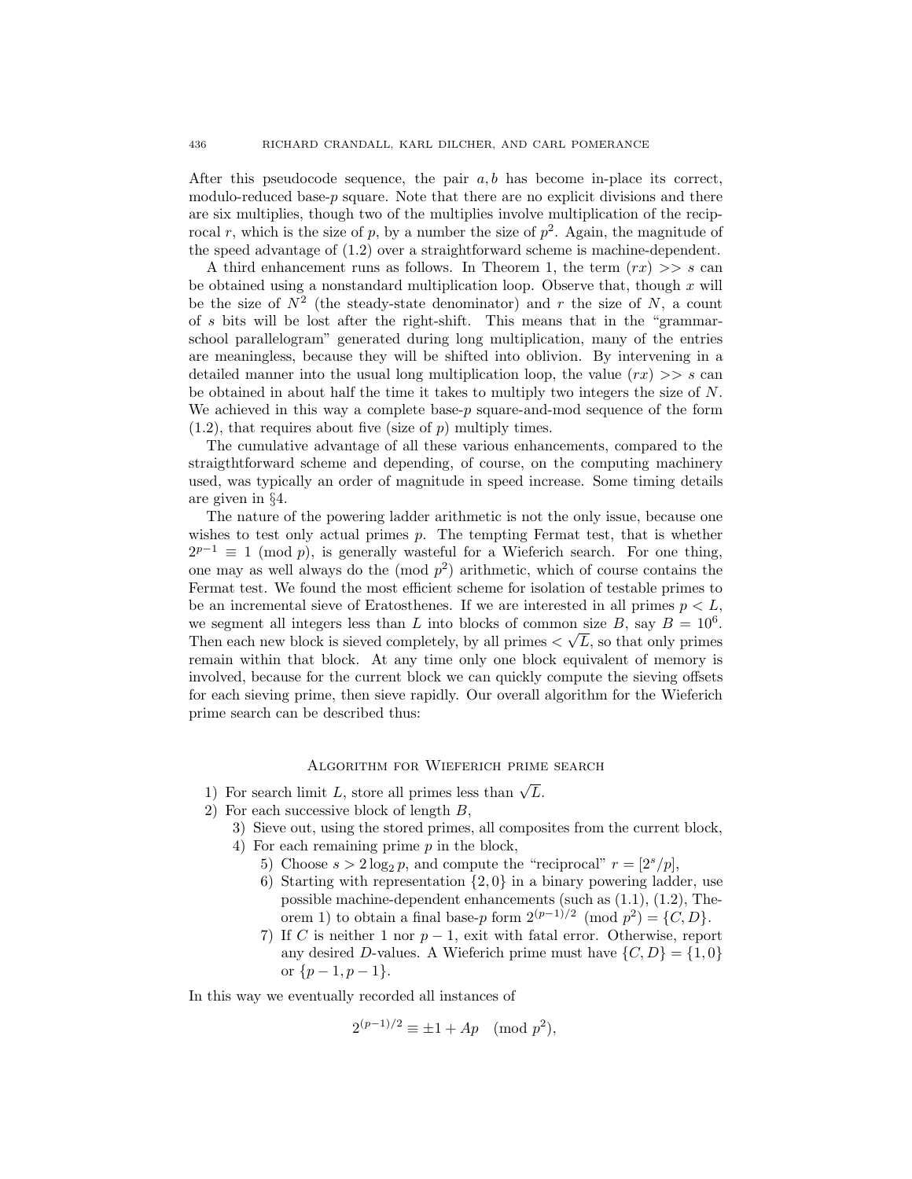After this pseudocode sequence, the pair $a, b$ has become in-place its correct, modulo-reduced base-$p$ square. Note that there are no explicit divisions and there are six multiplies, though two of the multiplies involve multiplication of the reciprocal $r$, which is the size of $p$, by a number the size of $p^2$. Again, the magnitude of the speed advantage of (1.2) over a straightforward scheme is machine-dependent.

A third enhancement runs as follows. In Theorem 1, the term $(rx) >> s$ can be obtained using a nonstandard multiplication loop. Observe that, though $x$ will be the size of $N^2$ (the steady-state denominator) and $r$ the size of $N$, a count of $s$ bits will be lost after the right-shift. This means that in the "grammar-school parallelogram" generated during long multiplication, many of the entries are meaningless, because they will be shifted into oblivion. By intervening in a detailed manner into the usual long multiplication loop, the value $(rx) >> s$ can be obtained in about half the time it takes to multiply two integers the size of $N$. We achieved in this way a complete base-$p$ square-and-mod sequence of the form (1.2), that requires about five (size of $p$) multiply times.

The cumulative advantage of all these various enhancements, compared to the straigthtforward scheme and depending, of course, on the computing machinery used, was typically an order of magnitude in speed increase. Some timing details are given in §4.

The nature of the powering ladder arithmetic is not the only issue, because one wishes to test only actual primes $p$. The tempting Fermat test, that is whether $2^{p-1} \equiv 1 \pmod{p}$, is generally wasteful for a Wieferich search. For one thing, one may as well always do the $\pmod{p^2}$ arithmetic, which of course contains the Fermat test. We found the most efficient scheme for isolation of testable primes to be an incremental sieve of Eratosthenes. If we are interested in all primes $p < L$, we segment all integers less than $L$ into blocks of common size $B$, say $B = 10^6$. Then each new block is sieved completely, by all primes $< \sqrt{L}$, so that only primes remain within that block. At any time only one block equivalent of memory is involved, because for the current block we can quickly compute the sieving offsets for each sieving prime, then sieve rapidly. Our overall algorithm for the Wieferich prime search can be described thus:

### Algorithm for Wieferich prime search

1) For search limit $L$, store all primes less than $\sqrt{L}$.
2) For each successive block of length $B$,
    3) Sieve out, using the stored primes, all composites from the current block,
    4) For each remaining prime $p$ in the block,
        5) Choose $s > 2\log_2 p$, and compute the "reciprocal" $r = [2^s/p]$,
        6) Starting with representation $\{2, 0\}$ in a binary powering ladder, use possible machine-dependent enhancements (such as (1.1), (1.2), Theorem 1) to obtain a final base-$p$ form $2^{(p-1)/2} \pmod{p^2} = \{C, D\}$.
        7) If $C$ is neither 1 nor $p-1$, exit with fatal error. Otherwise, report any desired $D$-values. A Wieferich prime must have $\{C, D\} = \{1, 0\}$ or $\{p-1, p-1\}$.

In this way we eventually recorded all instances of

$$2^{(p-1)/2} \equiv \pm 1 + Ap \pmod{p^2},$$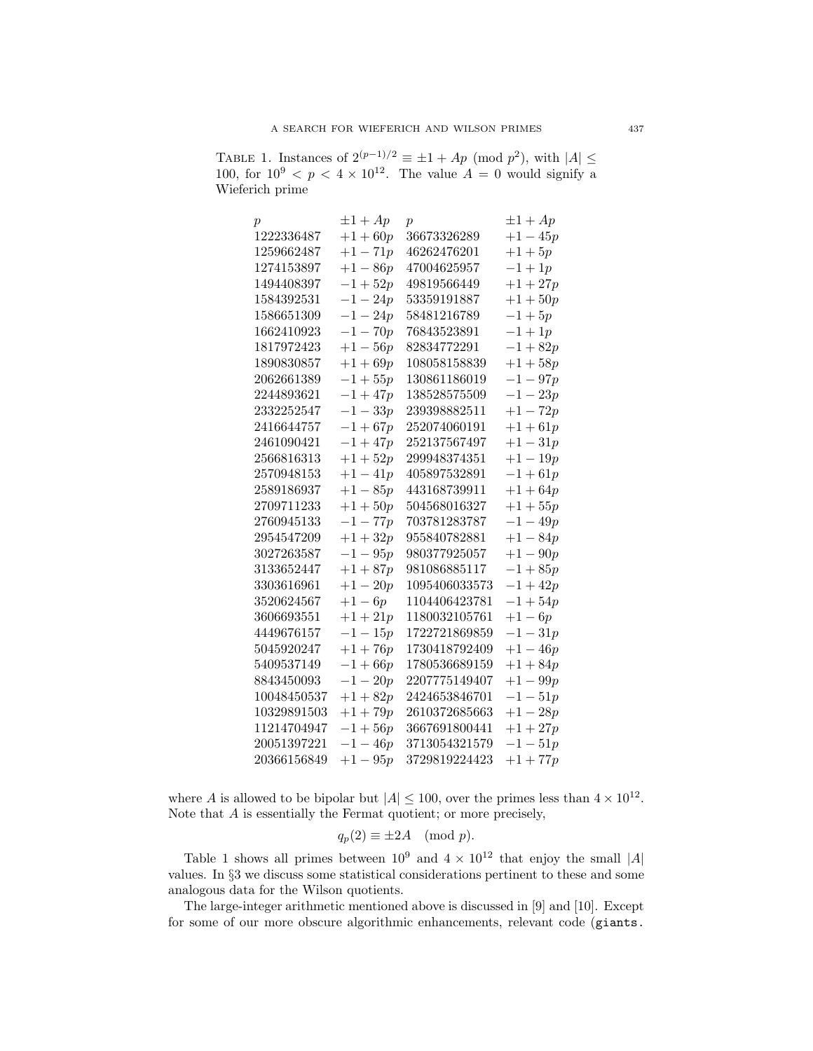TABLE 1. Instances of $2^{(p-1)/2} \equiv \pm 1 + Ap \pmod{p^2}$, with $|A| \leq 100$, for $10^9 < p < 4 \times 10^{12}$. The value $A = 0$ would signify a Wieferich prime

| $p$ | $\pm 1 + Ap$ | $p$ | $\pm 1 + Ap$ |
|---|---|---|---|
| 1222336487 | $+1 + 60p$ | 36673326289 | $+1 - 45p$ |
| 1259662487 | $+1 - 71p$ | 46262476201 | $+1 + 5p$ |
| 1274153897 | $+1 - 86p$ | 47004625957 | $-1 + 1p$ |
| 1494408397 | $-1 + 52p$ | 49819566449 | $+1 + 27p$ |
| 1584392531 | $-1 - 24p$ | 53359191887 | $+1 + 50p$ |
| 1586651309 | $-1 - 24p$ | 58481216789 | $-1 + 5p$ |
| 1662410923 | $-1 - 70p$ | 76843523891 | $-1 + 1p$ |
| 1817972423 | $+1 - 56p$ | 82834772291 | $-1 + 82p$ |
| 1890830857 | $+1 + 69p$ | 108058158839 | $+1 + 58p$ |
| 2062661389 | $-1 + 55p$ | 130861186019 | $-1 - 97p$ |
| 2244893621 | $-1 + 47p$ | 138528575509 | $-1 - 23p$ |
| 2332252547 | $-1 - 33p$ | 239398882511 | $+1 - 72p$ |
| 2416644757 | $-1 + 67p$ | 252074060191 | $+1 + 61p$ |
| 2461090421 | $-1 + 47p$ | 252137567497 | $+1 - 31p$ |
| 2566816313 | $+1 + 52p$ | 299948374351 | $+1 - 19p$ |
| 2570948153 | $+1 - 41p$ | 405897532891 | $-1 + 61p$ |
| 2589186937 | $+1 - 85p$ | 443168739911 | $+1 + 64p$ |
| 2709711233 | $+1 + 50p$ | 504568016327 | $+1 + 55p$ |
| 2760945133 | $-1 - 77p$ | 703781283787 | $-1 - 49p$ |
| 2954547209 | $+1 + 32p$ | 955840782881 | $+1 - 84p$ |
| 3027263587 | $-1 - 95p$ | 980377925057 | $+1 - 90p$ |
| 3133652447 | $+1 + 87p$ | 981086885117 | $-1 + 85p$ |
| 3303616961 | $+1 - 20p$ | 1095406033573 | $-1 + 42p$ |
| 3520624567 | $+1 - 6p$ | 1104406423781 | $-1 + 54p$ |
| 3606693551 | $+1 + 21p$ | 1180032105761 | $+1 - 6p$ |
| 4449676157 | $-1 - 15p$ | 1722721869859 | $-1 - 31p$ |
| 5045920247 | $+1 + 76p$ | 1730418792409 | $+1 - 46p$ |
| 5409537149 | $-1 + 66p$ | 1780536689159 | $+1 + 84p$ |
| 8843450093 | $-1 - 20p$ | 2207775149407 | $+1 - 99p$ |
| 10048450537 | $+1 + 82p$ | 2424653846701 | $-1 - 51p$ |
| 10329891503 | $+1 + 79p$ | 2610372685663 | $+1 - 28p$ |
| 11214704947 | $-1 + 56p$ | 3667691800441 | $+1 + 27p$ |
| 20051397221 | $-1 - 46p$ | 3713054321579 | $-1 - 51p$ |
| 20366156849 | $+1 - 95p$ | 3729819224423 | $+1 + 77p$ |

where $A$ is allowed to be bipolar but $|A| \leq 100$, over the primes less than $4 \times 10^{12}$. Note that $A$ is essentially the Fermat quotient; or more precisely,

$$q_p(2) \equiv \pm 2A \pmod{p}.$$

Table 1 shows all primes between $10^9$ and $4 \times 10^{12}$ that enjoy the small $|A|$ values. In §3 we discuss some statistical considerations pertinent to these and some analogous data for the Wilson quotients.

The large-integer arithmetic mentioned above is discussed in [9] and [10]. Except for some of our more obscure algorithmic enhancements, relevant code (`giants.`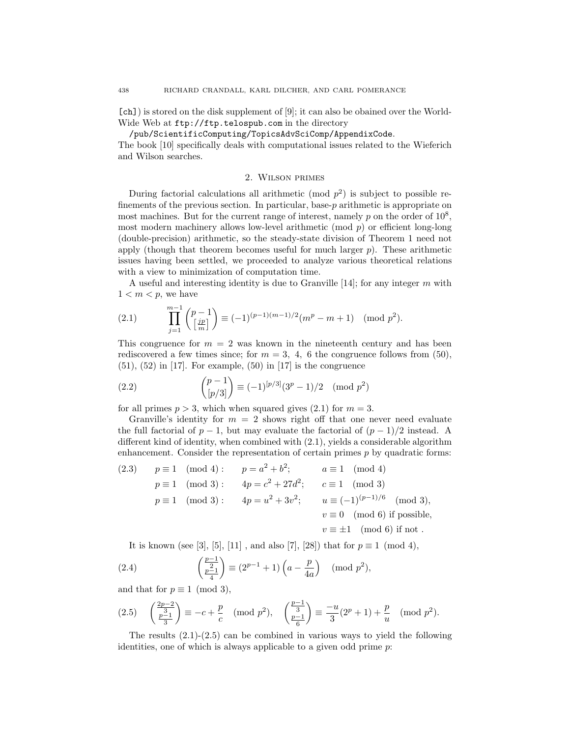[ch]) is stored on the disk supplement of [9]; it can also be obained over the World-Wide Web at ftp://ftp.telospub.com in the directory

/pub/ScientificComputing/TopicsAdvSciComp/AppendixCode.

The book [10] specifically deals with computational issues related to the Wieferich and Wilson searches.

## 2. Wilson primes

During factorial calculations all arithmetic (mod $p^2$) is subject to possible refinements of the previous section. In particular, base-$p$ arithmetic is appropriate on most machines. But for the current range of interest, namely $p$ on the order of $10^8$, most modern machinery allows low-level arithmetic (mod $p$) or efficient long-long (double-precision) arithmetic, so the steady-state division of Theorem 1 need not apply (though that theorem becomes useful for much larger $p$). These arithmetic issues having been settled, we proceeded to analyze various theoretical relations with a view to minimization of computation time.

A useful and interesting identity is due to Granville [14]; for any integer $m$ with $1 < m < p$, we have

$$\prod_{j=1}^{m-1} \binom{p-1}{\left[\frac{jp}{m}\right]} \equiv (-1)^{(p-1)(m-1)/2}(m^p - m + 1) \pmod{p^2}. \tag{2.1}$$

This congruence for $m = 2$ was known in the nineteenth century and has been rediscovered a few times since; for $m = 3, 4, 6$ the congruence follows from (50), (51), (52) in [17]. For example, (50) in [17] is the congruence

$$\binom{p-1}{[p/3]} \equiv (-1)^{[p/3]}(3^p - 1)/2 \pmod{p^2} \tag{2.2}$$

for all primes $p > 3$, which when squared gives (2.1) for $m = 3$.

Granville's identity for $m = 2$ shows right off that one never need evaluate the full factorial of $p - 1$, but may evaluate the factorial of $(p-1)/2$ instead. A different kind of identity, when combined with (2.1), yields a considerable algorithm enhancement. Consider the representation of certain primes $p$ by quadratic forms:

$$\begin{array}{llll} (2.3) & p \equiv 1 \pmod 4: & p = a^2 + b^2; & a \equiv 1 \pmod 4 \\ & p \equiv 1 \pmod 3: & 4p = c^2 + 27d^2; & c \equiv 1 \pmod 3 \\ & p \equiv 1 \pmod 3: & 4p = u^2 + 3v^2; & u \equiv (-1)^{(p-1)/6} \pmod 3, \\ & & & v \equiv 0 \pmod 6 \text{ if possible}, \\ & & & v \equiv \pm 1 \pmod 6 \text{ if not}. \end{array}$$

It is known (see [3], [5], [11] , and also [7], [28]) that for $p \equiv 1 \pmod 4$,

$$\binom{\frac{p-1}{2}}{\frac{p-1}{4}} \equiv (2^{p-1} + 1)\left(a - \frac{p}{4a}\right) \pmod{p^2}, \tag{2.4}$$

and that for $p \equiv 1 \pmod 3$,

$$\binom{\frac{2p-2}{3}}{\frac{p-1}{3}} \equiv -c + \frac{p}{c} \pmod{p^2}, \quad \binom{\frac{p-1}{3}}{\frac{p-1}{6}} \equiv \frac{-u}{3}(2^p + 1) + \frac{p}{u} \pmod{p^2}. \tag{2.5}$$

The results (2.1)-(2.5) can be combined in various ways to yield the following identities, one of which is always applicable to a given odd prime $p$: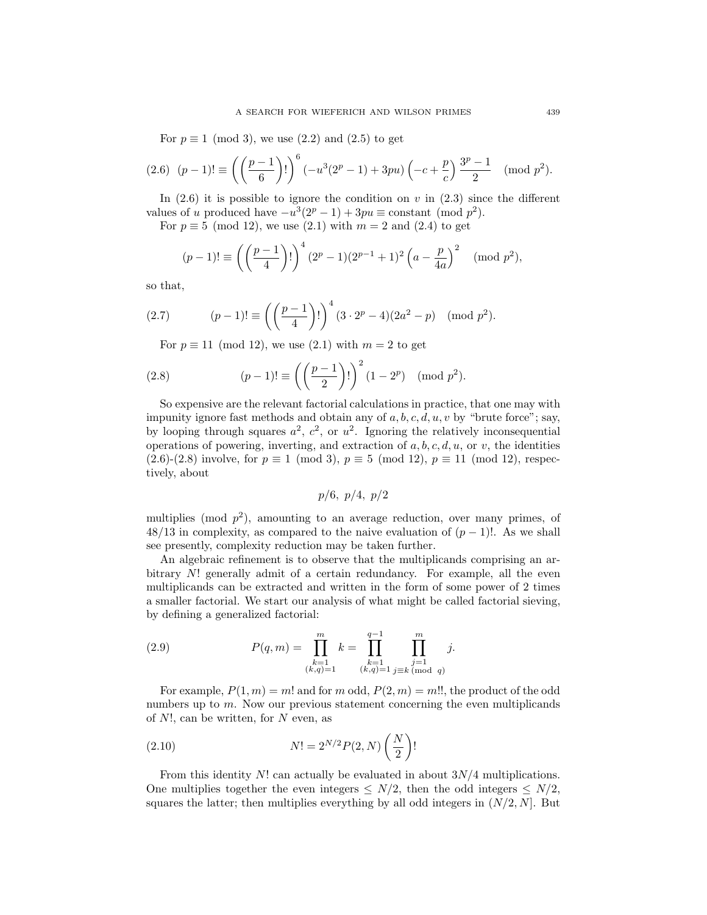For $p \equiv 1 \pmod 3$, we use (2.2) and (2.5) to get

$$(2.6)\quad (p-1)! \equiv \left(\left(\frac{p-1}{6}\right)!\right)^6 \left(-u^3(2^p-1)+3pu\right)\left(-c+\frac{p}{c}\right)\frac{3^p-1}{2} \pmod{p^2}.$$

In (2.6) it is possible to ignore the condition on $v$ in (2.3) since the different values of $u$ produced have $-u^3(2^p-1)+3pu \equiv \text{constant} \pmod{p^2}$.

For $p \equiv 5 \pmod{12}$, we use (2.1) with $m = 2$ and (2.4) to get

$$(p-1)! \equiv \left(\left(\frac{p-1}{4}\right)!\right)^4 (2^p-1)(2^{p-1}+1)^2\left(a-\frac{p}{4a}\right)^2 \pmod{p^2},$$

so that,

$$(2.7)\qquad (p-1)! \equiv \left(\left(\frac{p-1}{4}\right)!\right)^4 (3\cdot 2^p-4)(2a^2-p) \pmod{p^2}.$$

For $p \equiv 11 \pmod{12}$, we use (2.1) with $m = 2$ to get

$$(2.8)\qquad (p-1)! \equiv \left(\left(\frac{p-1}{2}\right)!\right)^2 (1-2^p) \pmod{p^2}.$$

So expensive are the relevant factorial calculations in practice, that one may with impunity ignore fast methods and obtain any of $a, b, c, d, u, v$ by "brute force"; say, by looping through squares $a^2$, $c^2$, or $u^2$. Ignoring the relatively inconsequential operations of powering, inverting, and extraction of $a, b, c, d, u$, or $v$, the identities (2.6)-(2.8) involve, for $p \equiv 1 \pmod 3$, $p \equiv 5 \pmod{12}$, $p \equiv 11 \pmod{12}$, respectively, about

$$p/6,\ p/4,\ p/2$$

multiplies $\pmod{p^2}$, amounting to an average reduction, over many primes, of $48/13$ in complexity, as compared to the naive evaluation of $(p-1)!$. As we shall see presently, complexity reduction may be taken further.

An algebraic refinement is to observe that the multiplicands comprising an arbitrary $N!$ generally admit of a certain redundancy. For example, all the even multiplicands can be extracted and written in the form of some power of 2 times a smaller factorial. We start our analysis of what might be called factorial sieving, by defining a generalized factorial:

$$(2.9)\qquad P(q,m) = \prod_{\substack{k=1\\(k,q)=1}}^{m} k = \prod_{\substack{k=1\\(k,q)=1}}^{q-1} \prod_{\substack{j=1\\ j\equiv k \pmod q}}^{m} j.$$

For example, $P(1, m) = m!$ and for $m$ odd, $P(2, m) = m!!$, the product of the odd numbers up to $m$. Now our previous statement concerning the even multiplicands of $N!$, can be written, for $N$ even, as

$$(2.10)\qquad N! = 2^{N/2} P(2,N)\left(\frac{N}{2}\right)!$$

From this identity $N!$ can actually be evaluated in about $3N/4$ multiplications. One multiplies together the even integers $\leq N/2$, then the odd integers $\leq N/2$, squares the latter; then multiplies everything by all odd integers in $(N/2, N]$. But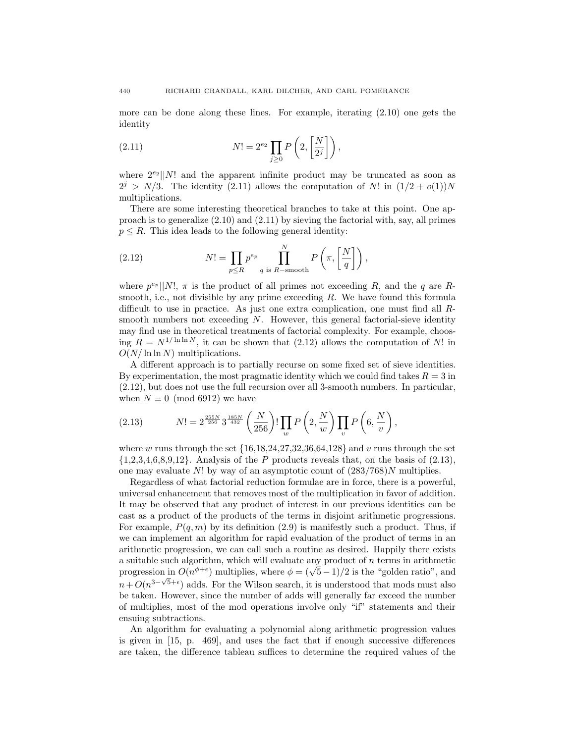more can be done along these lines. For example, iterating (2.10) one gets the identity

$$N! = 2^{e_2} \prod_{j \geq 0} P\left(2, \left[\frac{N}{2^j}\right]\right), \tag{2.11}$$

where $2^{e_2} || N!$ and the apparent infinite product may be truncated as soon as $2^j > N/3$. The identity (2.11) allows the computation of $N!$ in $(1/2 + o(1))N$ multiplications.

There are some interesting theoretical branches to take at this point. One approach is to generalize (2.10) and (2.11) by sieving the factorial with, say, all primes $p \leq R$. This idea leads to the following general identity:

$$N! = \prod_{p \leq R} p^{e_p} \prod_{q \text{ is } R\text{-smooth}}^{N} P\left(\pi, \left[\frac{N}{q}\right]\right), \tag{2.12}$$

where $p^{e_p} || N!$, $\pi$ is the product of all primes not exceeding $R$, and the $q$ are $R$-smooth, i.e., not divisible by any prime exceeding $R$. We have found this formula difficult to use in practice. As just one extra complication, one must find all $R$-smooth numbers not exceeding $N$. However, this general factorial-sieve identity may find use in theoretical treatments of factorial complexity. For example, choosing $R = N^{1/\ln \ln N}$, it can be shown that (2.12) allows the computation of $N!$ in $O(N/\ln \ln N)$ multiplications.

A different approach is to partially recurse on some fixed set of sieve identities. By experimentation, the most pragmatic identity which we could find takes $R = 3$ in (2.12), but does not use the full recursion over all 3-smooth numbers. In particular, when $N \equiv 0 \pmod{6912}$ we have

$$N! = 2^{\frac{255N}{256}} 3^{\frac{185N}{432}} \left(\frac{N}{256}\right)! \prod_w P\left(2, \frac{N}{w}\right) \prod_v P\left(6, \frac{N}{v}\right), \tag{2.13}$$

where $w$ runs through the set $\{16,18,24,27,32,36,64,128\}$ and $v$ runs through the set $\{1,2,3,4,6,8,9,12\}$. Analysis of the $P$ products reveals that, on the basis of (2.13), one may evaluate $N!$ by way of an asymptotic count of $(283/768)N$ multiplies.

Regardless of what factorial reduction formulae are in force, there is a powerful, universal enhancement that removes most of the multiplication in favor of addition. It may be observed that any product of interest in our previous identities can be cast as a product of the products of the terms in disjoint arithmetic progressions. For example, $P(q, m)$ by its definition (2.9) is manifestly such a product. Thus, if we can implement an algorithm for rapid evaluation of the product of terms in an arithmetic progression, we can call such a routine as desired. Happily there exists a suitable such algorithm, which will evaluate any product of $n$ terms in arithmetic progression in $O(n^{\phi+\epsilon})$ multiplies, where $\phi = (\sqrt{5}-1)/2$ is the "golden ratio", and $n + O(n^{3-\sqrt{5}+\epsilon})$ adds. For the Wilson search, it is understood that mods must also be taken. However, since the number of adds will generally far exceed the number of multiplies, most of the mod operations involve only "if" statements and their ensuing subtractions.

An algorithm for evaluating a polynomial along arithmetic progression values is given in [15, p. 469], and uses the fact that if enough successive differences are taken, the difference tableau suffices to determine the required values of the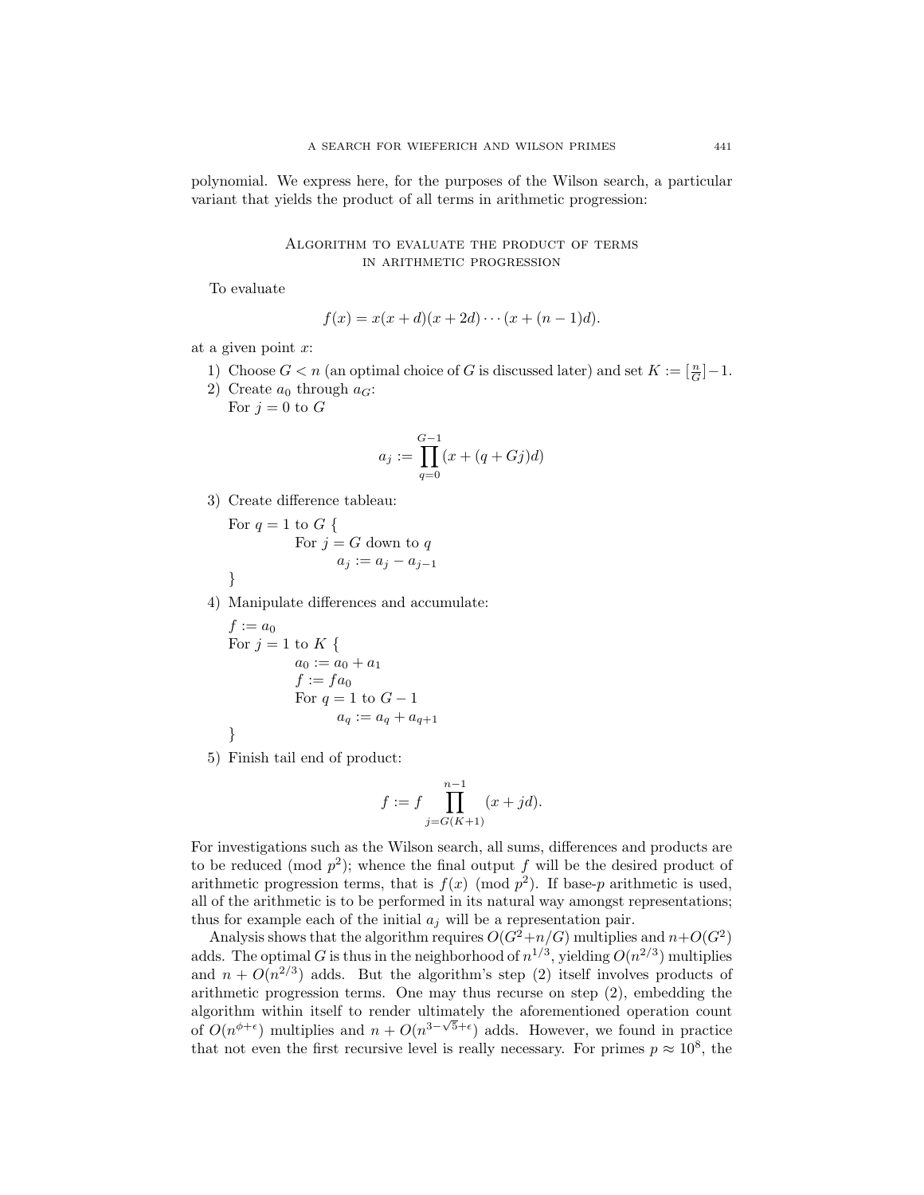polynomial. We express here, for the purposes of the Wilson search, a particular variant that yields the product of all terms in arithmetic progression:

### Algorithm to evaluate the product of terms in arithmetic progression

To evaluate

$$f(x) = x(x+d)(x+2d)\cdots(x+(n-1)d).$$

at a given point $x$:

1) Choose $G < n$ (an optimal choice of $G$ is discussed later) and set $K := [\frac{n}{G}]-1$.
2) Create $a_0$ through $a_G$:
   For $j = 0$ to $G$

$$a_j := \prod_{q=0}^{G-1}(x + (q + Gj)d)$$

3) Create difference tableau:

```
For q = 1 to G {
        For j = G down to q
                a_j := a_j − a_{j−1}
}
```

4) Manipulate differences and accumulate:

```
f := a_0
For j = 1 to K {
        a_0 := a_0 + a_1
        f := f a_0
        For q = 1 to G − 1
                a_q := a_q + a_{q+1}
}
```

5) Finish tail end of product:

$$f := f \prod_{j=G(K+1)}^{n-1}(x + jd).$$

For investigations such as the Wilson search, all sums, differences and products are to be reduced (mod $p^2$); whence the final output $f$ will be the desired product of arithmetic progression terms, that is $f(x) \pmod{p^2}$. If base-$p$ arithmetic is used, all of the arithmetic is to be performed in its natural way amongst representations; thus for example each of the initial $a_j$ will be a representation pair.

Analysis shows that the algorithm requires $O(G^2 + n/G)$ multiplies and $n + O(G^2)$ adds. The optimal $G$ is thus in the neighborhood of $n^{1/3}$, yielding $O(n^{2/3})$ multiplies and $n + O(n^{2/3})$ adds. But the algorithm's step (2) itself involves products of arithmetic progression terms. One may thus recurse on step (2), embedding the algorithm within itself to render ultimately the aforementioned operation count of $O(n^{\phi+\epsilon})$ multiplies and $n + O(n^{3-\sqrt{5}+\epsilon})$ adds. However, we found in practice that not even the first recursive level is really necessary. For primes $p \approx 10^8$, the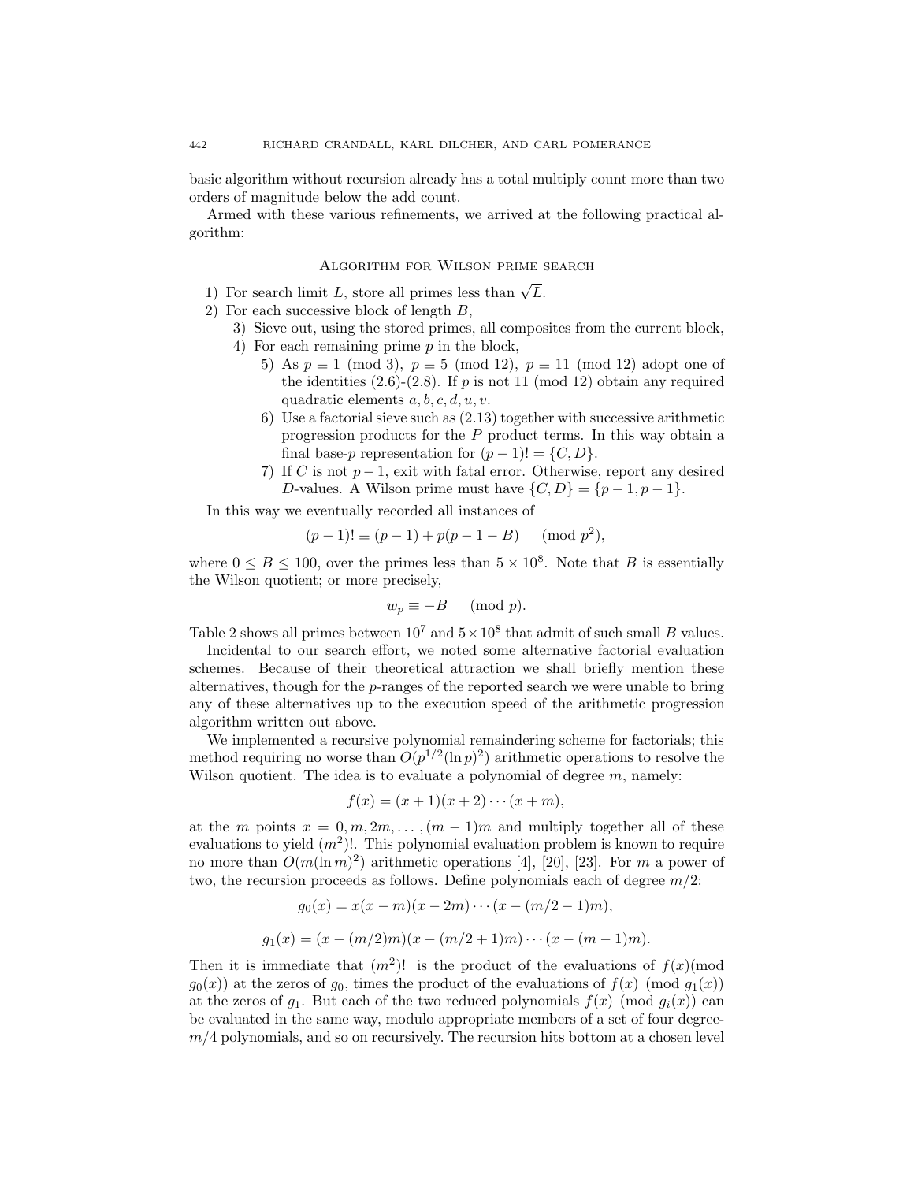basic algorithm without recursion already has a total multiply count more than two orders of magnitude below the add count.

Armed with these various refinements, we arrived at the following practical algorithm:

### Algorithm for Wilson prime search

1) For search limit $L$, store all primes less than $\sqrt{L}$.
2) For each successive block of length $B$,
   3) Sieve out, using the stored primes, all composites from the current block,
   4) For each remaining prime $p$ in the block,
      5) As $p \equiv 1 \pmod 3$, $p \equiv 5 \pmod{12}$, $p \equiv 11 \pmod{12}$ adopt one of the identities (2.6)-(2.8). If $p$ is not 11 (mod 12) obtain any required quadratic elements $a, b, c, d, u, v$.
      6) Use a factorial sieve such as (2.13) together with successive arithmetic progression products for the $P$ product terms. In this way obtain a final base-$p$ representation for $(p-1)! = \{C, D\}$.
      7) If $C$ is not $p-1$, exit with fatal error. Otherwise, report any desired $D$-values. A Wilson prime must have $\{C, D\} = \{p-1, p-1\}$.

In this way we eventually recorded all instances of

$$(p-1)! \equiv (p-1) + p(p-1-B) \pmod{p^2},$$

where $0 \le B \le 100$, over the primes less than $5 \times 10^8$. Note that $B$ is essentially the Wilson quotient; or more precisely,

$$w_p \equiv -B \pmod p.$$

Table 2 shows all primes between $10^7$ and $5 \times 10^8$ that admit of such small $B$ values.

Incidental to our search effort, we noted some alternative factorial evaluation schemes. Because of their theoretical attraction we shall briefly mention these alternatives, though for the $p$-ranges of the reported search we were unable to bring any of these alternatives up to the execution speed of the arithmetic progression algorithm written out above.

We implemented a recursive polynomial remaindering scheme for factorials; this method requiring no worse than $O(p^{1/2}(\ln p)^2)$ arithmetic operations to resolve the Wilson quotient. The idea is to evaluate a polynomial of degree $m$, namely:

$$f(x) = (x+1)(x+2)\cdots(x+m),$$

at the $m$ points $x = 0, m, 2m, \ldots, (m-1)m$ and multiply together all of these evaluations to yield $(m^2)!$. This polynomial evaluation problem is known to require no more than $O(m(\ln m)^2)$ arithmetic operations [4], [20], [23]. For $m$ a power of two, the recursion proceeds as follows. Define polynomials each of degree $m/2$:

$$g_0(x) = x(x-m)(x-2m)\cdots(x-(m/2-1)m),$$

$$g_1(x) = (x-(m/2)m)(x-(m/2+1)m)\cdots(x-(m-1)m).$$

Then it is immediate that $(m^2)!$ is the product of the evaluations of $f(x) \pmod{g_0(x)}$ at the zeros of $g_0$, times the product of the evaluations of $f(x) \pmod{g_1(x)}$ at the zeros of $g_1$. But each of the two reduced polynomials $f(x) \pmod{g_i(x)}$ can be evaluated in the same way, modulo appropriate members of a set of four degree-$m/4$ polynomials, and so on recursively. The recursion hits bottom at a chosen level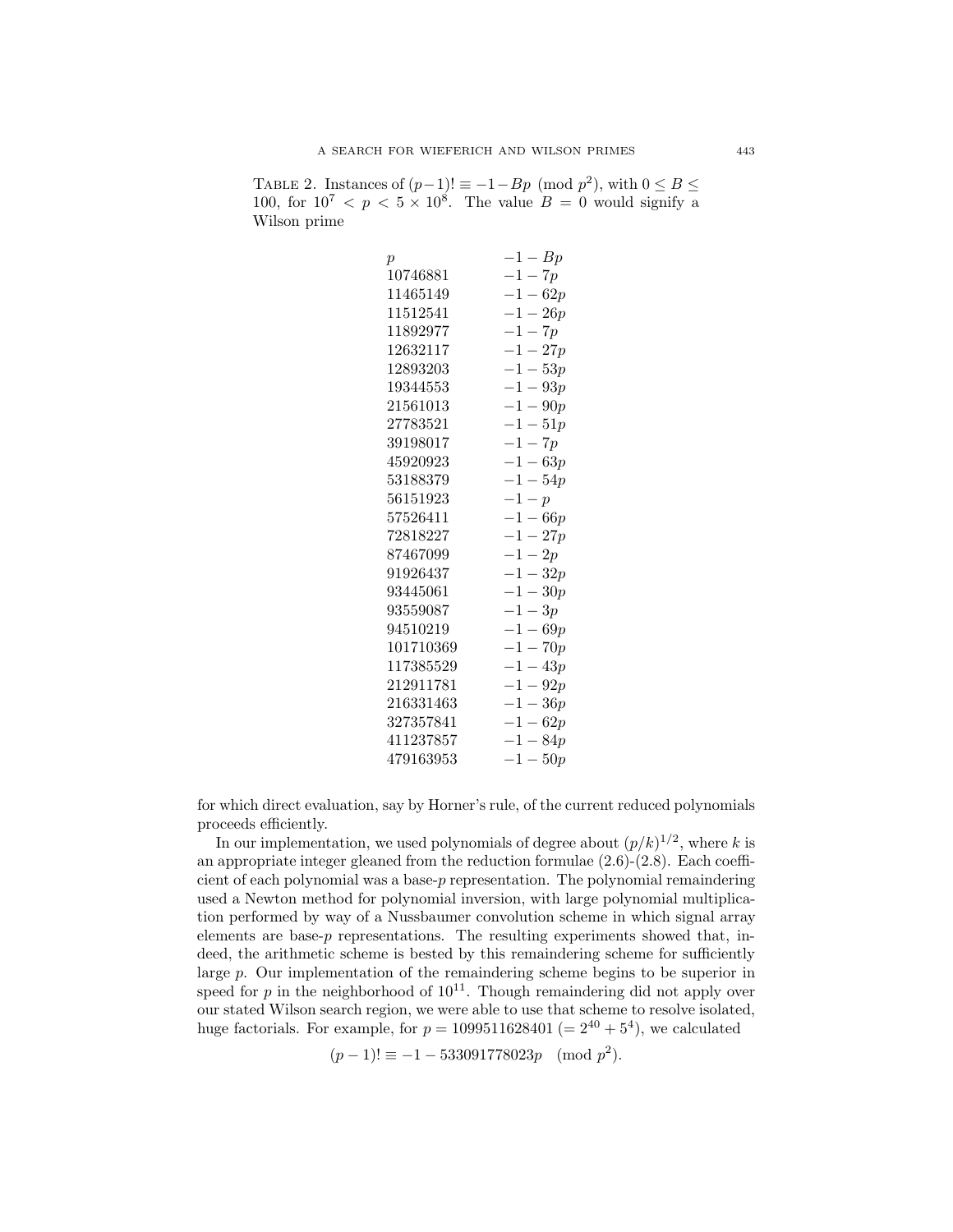Table 2. Instances of $(p-1)! \equiv -1-Bp \pmod{p^2}$, with $0 \leq B \leq 100$, for $10^7 < p < 5 \times 10^8$. The value $B = 0$ would signify a Wilson prime

| $p$ | $-1-Bp$ |
|---|---|
| 10746881 | $-1-7p$ |
| 11465149 | $-1-62p$ |
| 11512541 | $-1-26p$ |
| 11892977 | $-1-7p$ |
| 12632117 | $-1-27p$ |
| 12893203 | $-1-53p$ |
| 19344553 | $-1-93p$ |
| 21561013 | $-1-90p$ |
| 27783521 | $-1-51p$ |
| 39198017 | $-1-7p$ |
| 45920923 | $-1-63p$ |
| 53188379 | $-1-54p$ |
| 56151923 | $-1-p$ |
| 57526411 | $-1-66p$ |
| 72818227 | $-1-27p$ |
| 87467099 | $-1-2p$ |
| 91926437 | $-1-32p$ |
| 93445061 | $-1-30p$ |
| 93559087 | $-1-3p$ |
| 94510219 | $-1-69p$ |
| 101710369 | $-1-70p$ |
| 117385529 | $-1-43p$ |
| 212911781 | $-1-92p$ |
| 216331463 | $-1-36p$ |
| 327357841 | $-1-62p$ |
| 411237857 | $-1-84p$ |
| 479163953 | $-1-50p$ |

for which direct evaluation, say by Horner's rule, of the current reduced polynomials proceeds efficiently.

In our implementation, we used polynomials of degree about $(p/k)^{1/2}$, where $k$ is an appropriate integer gleaned from the reduction formulae (2.6)-(2.8). Each coefficient of each polynomial was a base-$p$ representation. The polynomial remaindering used a Newton method for polynomial inversion, with large polynomial multiplication performed by way of a Nussbaumer convolution scheme in which signal array elements are base-$p$ representations. The resulting experiments showed that, indeed, the arithmetic scheme is bested by this remaindering scheme for sufficiently large $p$. Our implementation of the remaindering scheme begins to be superior in speed for $p$ in the neighborhood of $10^{11}$. Though remaindering did not apply over our stated Wilson search region, we were able to use that scheme to resolve isolated, huge factorials. For example, for $p = 1099511628401$ $(= 2^{40} + 5^4)$, we calculated

$$(p-1)! \equiv -1 - 533091778023p \pmod{p^2}.$$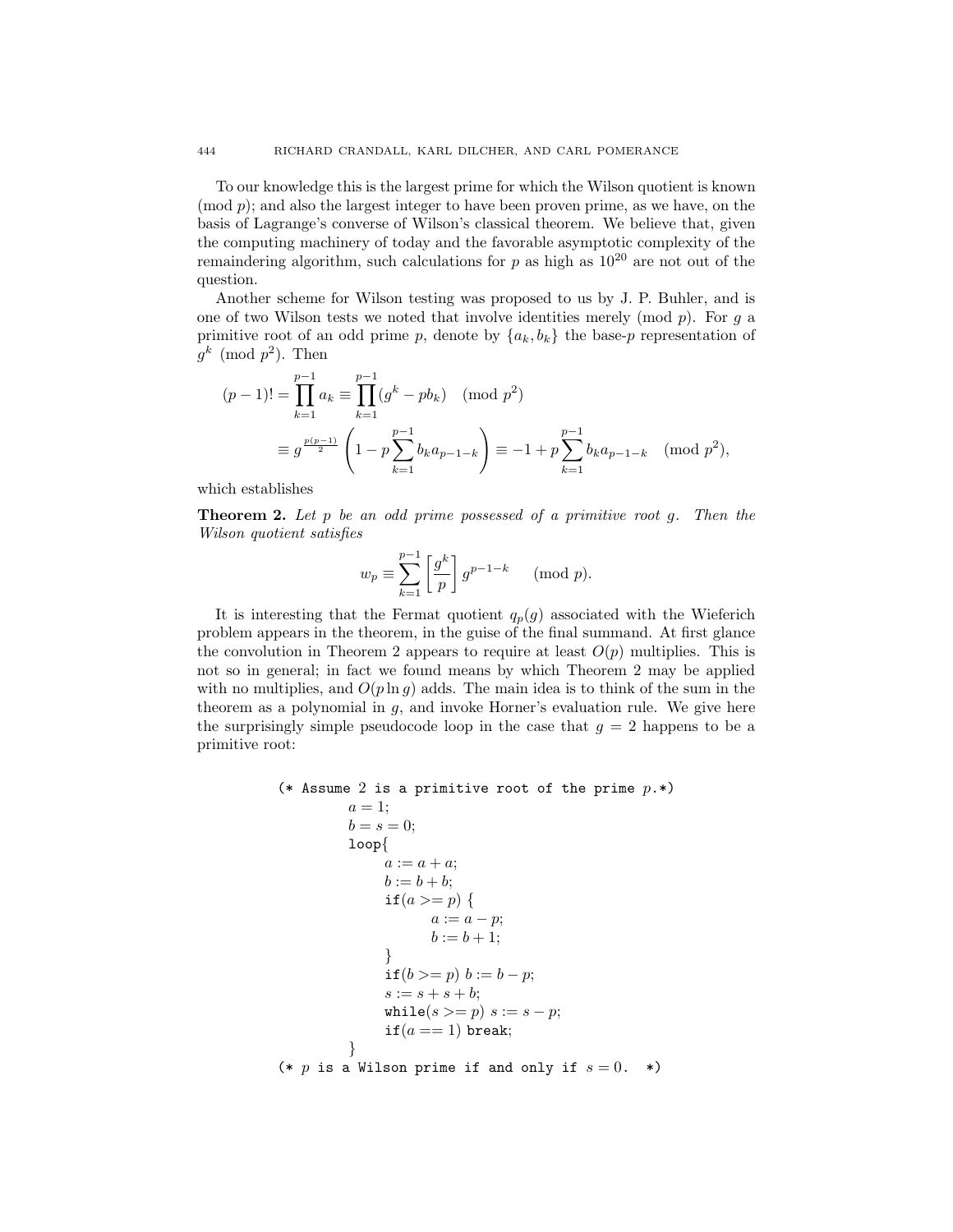To our knowledge this is the largest prime for which the Wilson quotient is known (mod $p$); and also the largest integer to have been proven prime, as we have, on the basis of Lagrange's converse of Wilson's classical theorem. We believe that, given the computing machinery of today and the favorable asymptotic complexity of the remaindering algorithm, such calculations for $p$ as high as $10^{20}$ are not out of the question.

Another scheme for Wilson testing was proposed to us by J. P. Buhler, and is one of two Wilson tests we noted that involve identities merely (mod $p$). For $g$ a primitive root of an odd prime $p$, denote by $\{a_k, b_k\}$ the base-$p$ representation of $g^k \pmod{p^2}$. Then

$$
\begin{aligned}
(p-1)! = \prod_{k=1}^{p-1} a_k &\equiv \prod_{k=1}^{p-1} (g^k - pb_k) \pmod{p^2} \\
&\equiv g^{\frac{p(p-1)}{2}} \left(1 - p\sum_{k=1}^{p-1} b_k a_{p-1-k}\right) \equiv -1 + p\sum_{k=1}^{p-1} b_k a_{p-1-k} \pmod{p^2},
\end{aligned}
$$

which establishes

**Theorem 2.** *Let $p$ be an odd prime possessed of a primitive root $g$. Then the Wilson quotient satisfies*

$$
w_p \equiv \sum_{k=1}^{p-1} \left[\frac{g^k}{p}\right] g^{p-1-k} \pmod{p}.
$$

It is interesting that the Fermat quotient $q_p(g)$ associated with the Wieferich problem appears in the theorem, in the guise of the final summand. At first glance the convolution in Theorem 2 appears to require at least $O(p)$ multiplies. This is not so in general; in fact we found means by which Theorem 2 may be applied with no multiplies, and $O(p \ln g)$ adds. The main idea is to think of the sum in the theorem as a polynomial in $g$, and invoke Horner's evaluation rule. We give here the surprisingly simple pseudocode loop in the case that $g = 2$ happens to be a primitive root:

```
(* Assume 2 is a primitive root of the prime p.*)
    a = 1;
    b = s = 0;
    loop{
        a := a + a;
        b := b + b;
        if(a >= p) {
            a := a − p;
            b := b + 1;
        }
        if(b >= p) b := b − p;
        s := s + s + b;
        while(s >= p) s := s − p;
        if(a == 1) break;
    }
(* p is a Wilson prime if and only if s = 0.  *)
```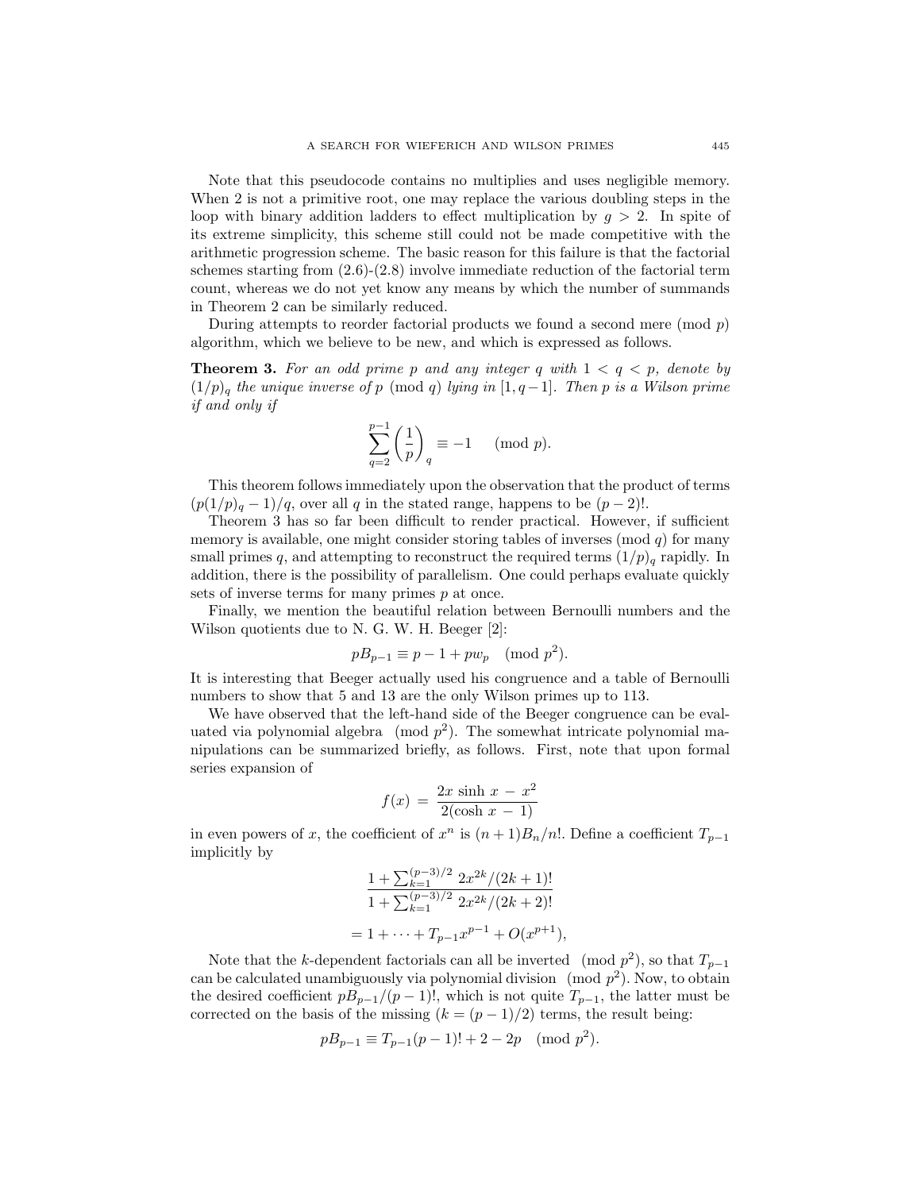Note that this pseudocode contains no multiplies and uses negligible memory. When 2 is not a primitive root, one may replace the various doubling steps in the loop with binary addition ladders to effect multiplication by $g > 2$. In spite of its extreme simplicity, this scheme still could not be made competitive with the arithmetic progression scheme. The basic reason for this failure is that the factorial schemes starting from (2.6)-(2.8) involve immediate reduction of the factorial term count, whereas we do not yet know any means by which the number of summands in Theorem 2 can be similarly reduced.

During attempts to reorder factorial products we found a second mere $(\text{mod } p)$ algorithm, which we believe to be new, and which is expressed as follows.

**Theorem 3.** *For an odd prime $p$ and any integer $q$ with $1 < q < p$, denote by $(1/p)_q$ the unique inverse of $p \pmod q$ lying in $[1, q-1]$. Then $p$ is a Wilson prime if and only if*

$$\sum_{q=2}^{p-1} \left(\frac{1}{p}\right)_q \equiv -1 \pmod p.$$

This theorem follows immediately upon the observation that the product of terms $(p(1/p)_q - 1)/q$, over all $q$ in the stated range, happens to be $(p-2)!$.

Theorem 3 has so far been difficult to render practical. However, if sufficient memory is available, one might consider storing tables of inverses $(\text{mod } q)$ for many small primes $q$, and attempting to reconstruct the required terms $(1/p)_q$ rapidly. In addition, there is the possibility of parallelism. One could perhaps evaluate quickly sets of inverse terms for many primes $p$ at once.

Finally, we mention the beautiful relation between Bernoulli numbers and the Wilson quotients due to N. G. W. H. Beeger [2]:

$$pB_{p-1} \equiv p - 1 + pw_p \pmod{p^2}.$$

It is interesting that Beeger actually used his congruence and a table of Bernoulli numbers to show that 5 and 13 are the only Wilson primes up to 113.

We have observed that the left-hand side of the Beeger congruence can be evaluated via polynomial algebra $(\text{mod } p^2)$. The somewhat intricate polynomial manipulations can be summarized briefly, as follows. First, note that upon formal series expansion of

$$f(x) = \frac{2x \sinh x - x^2}{2(\cosh x - 1)}$$

in even powers of $x$, the coefficient of $x^n$ is $(n+1)B_n/n!$. Define a coefficient $T_{p-1}$ implicitly by

$$\frac{1 + \sum_{k=1}^{(p-3)/2} 2x^{2k}/(2k+1)!}{1 + \sum_{k=1}^{(p-3)/2} 2x^{2k}/(2k+2)!}$$

$$= 1 + \cdots + T_{p-1}x^{p-1} + O(x^{p+1}),$$

Note that the $k$-dependent factorials can all be inverted $(\text{mod } p^2)$, so that $T_{p-1}$ can be calculated unambiguously via polynomial division $(\text{mod } p^2)$. Now, to obtain the desired coefficient $pB_{p-1}/(p-1)!$, which is not quite $T_{p-1}$, the latter must be corrected on the basis of the missing $(k = (p-1)/2)$ terms, the result being:

$$pB_{p-1} \equiv T_{p-1}(p-1)! + 2 - 2p \pmod{p^2}.$$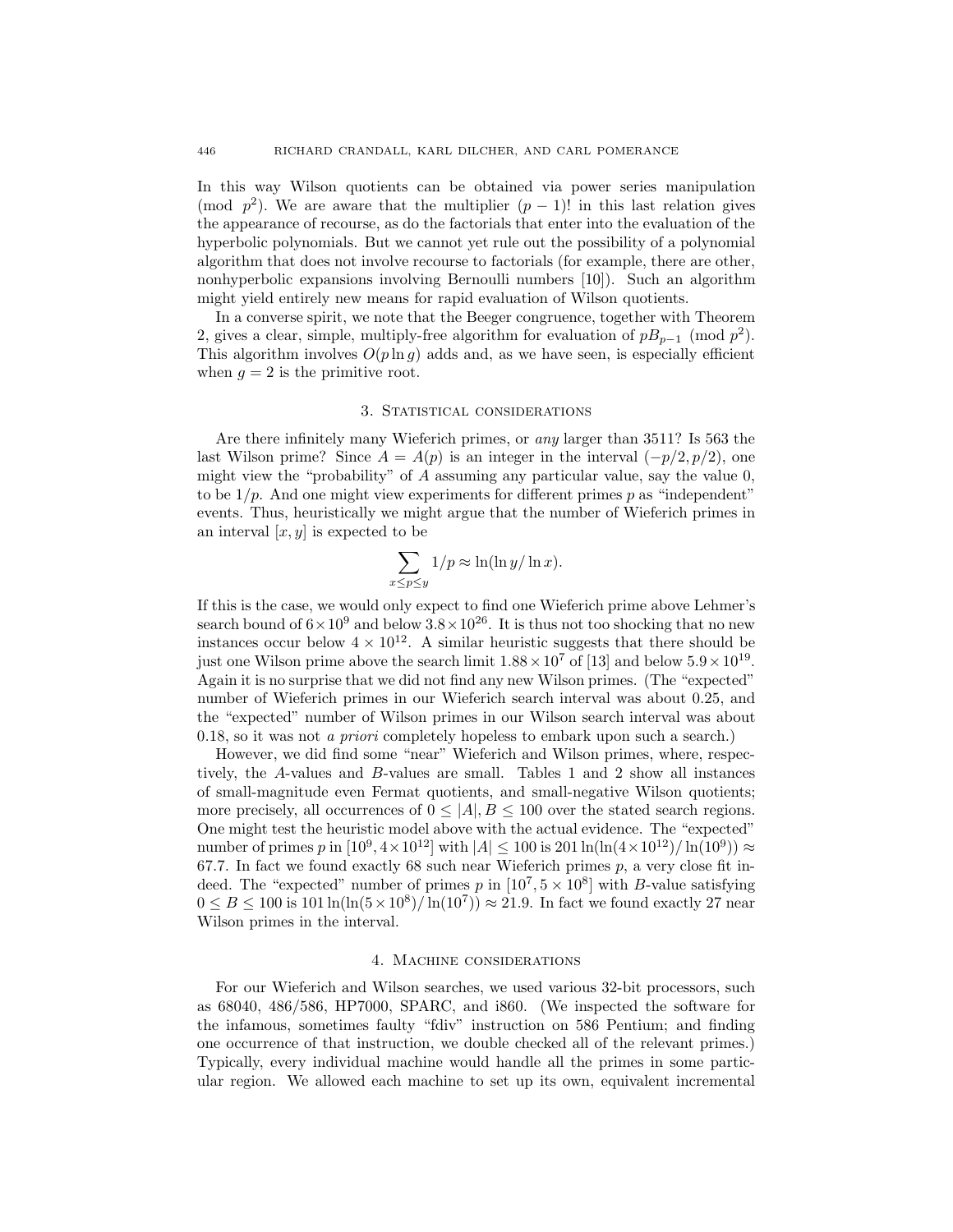In this way Wilson quotients can be obtained via power series manipulation (mod $p^2$). We are aware that the multiplier $(p-1)!$ in this last relation gives the appearance of recourse, as do the factorials that enter into the evaluation of the hyperbolic polynomials. But we cannot yet rule out the possibility of a polynomial algorithm that does not involve recourse to factorials (for example, there are other, nonhyperbolic expansions involving Bernoulli numbers [10]). Such an algorithm might yield entirely new means for rapid evaluation of Wilson quotients.

In a converse spirit, we note that the Beeger congruence, together with Theorem 2, gives a clear, simple, multiply-free algorithm for evaluation of $pB_{p-1} \pmod{p^2}$. This algorithm involves $O(p \ln g)$ adds and, as we have seen, is especially efficient when $g = 2$ is the primitive root.

## 3. Statistical considerations

Are there infinitely many Wieferich primes, or *any* larger than 3511? Is 563 the last Wilson prime? Since $A = A(p)$ is an integer in the interval $(-p/2, p/2)$, one might view the "probability" of $A$ assuming any particular value, say the value 0, to be $1/p$. And one might view experiments for different primes $p$ as "independent" events. Thus, heuristically we might argue that the number of Wieferich primes in an interval $[x, y]$ is expected to be

$$\sum_{x \le p \le y} 1/p \approx \ln(\ln y / \ln x).$$

If this is the case, we would only expect to find one Wieferich prime above Lehmer's search bound of $6 \times 10^9$ and below $3.8 \times 10^{26}$. It is thus not too shocking that no new instances occur below $4 \times 10^{12}$. A similar heuristic suggests that there should be just one Wilson prime above the search limit $1.88 \times 10^7$ of [13] and below $5.9 \times 10^{19}$. Again it is no surprise that we did not find any new Wilson primes. (The "expected" number of Wieferich primes in our Wieferich search interval was about 0.25, and the "expected" number of Wilson primes in our Wilson search interval was about 0.18, so it was not *a priori* completely hopeless to embark upon such a search.)

However, we did find some "near" Wieferich and Wilson primes, where, respectively, the $A$-values and $B$-values are small. Tables 1 and 2 show all instances of small-magnitude even Fermat quotients, and small-negative Wilson quotients; more precisely, all occurrences of $0 \le |A|, B \le 100$ over the stated search regions. One might test the heuristic model above with the actual evidence. The "expected" number of primes $p$ in $[10^9, 4 \times 10^{12}]$ with $|A| \le 100$ is $201 \ln(\ln(4 \times 10^{12})/\ln(10^9)) \approx 67.7$. In fact we found exactly 68 such near Wieferich primes $p$, a very close fit indeed. The "expected" number of primes $p$ in $[10^7, 5 \times 10^8]$ with $B$-value satisfying $0 \le B \le 100$ is $101 \ln(\ln(5 \times 10^8)/\ln(10^7)) \approx 21.9$. In fact we found exactly 27 near Wilson primes in the interval.

## 4. Machine considerations

For our Wieferich and Wilson searches, we used various 32-bit processors, such as 68040, 486/586, HP7000, SPARC, and i860. (We inspected the software for the infamous, sometimes faulty "fdiv" instruction on 586 Pentium; and finding one occurrence of that instruction, we double checked all of the relevant primes.) Typically, every individual machine would handle all the primes in some particular region. We allowed each machine to set up its own, equivalent incremental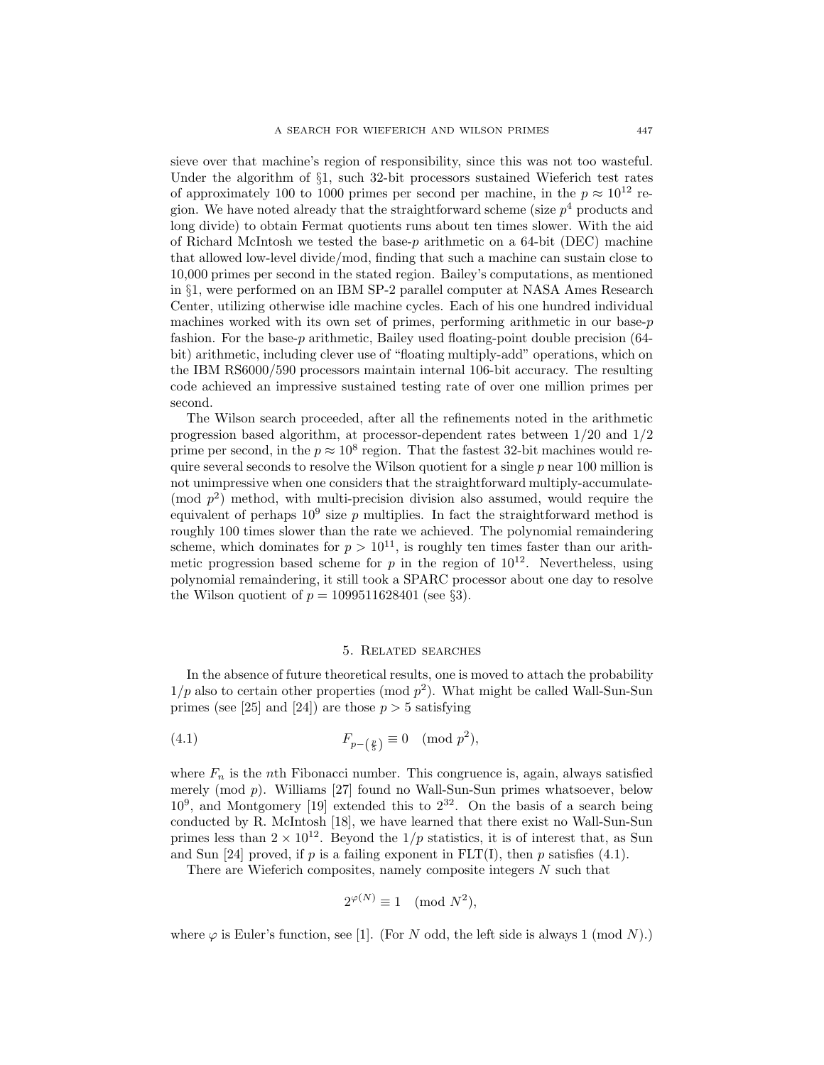sieve over that machine's region of responsibility, since this was not too wasteful. Under the algorithm of §1, such 32-bit processors sustained Wieferich test rates of approximately 100 to 1000 primes per second per machine, in the $p \approx 10^{12}$ region. We have noted already that the straightforward scheme (size $p^4$ products and long divide) to obtain Fermat quotients runs about ten times slower. With the aid of Richard McIntosh we tested the base-$p$ arithmetic on a 64-bit (DEC) machine that allowed low-level divide/mod, finding that such a machine can sustain close to 10,000 primes per second in the stated region. Bailey's computations, as mentioned in §1, were performed on an IBM SP-2 parallel computer at NASA Ames Research Center, utilizing otherwise idle machine cycles. Each of his one hundred individual machines worked with its own set of primes, performing arithmetic in our base-$p$ fashion. For the base-$p$ arithmetic, Bailey used floating-point double precision (64-bit) arithmetic, including clever use of "floating multiply-add" operations, which on the IBM RS6000/590 processors maintain internal 106-bit accuracy. The resulting code achieved an impressive sustained testing rate of over one million primes per second.

The Wilson search proceeded, after all the refinements noted in the arithmetic progression based algorithm, at processor-dependent rates between 1/20 and 1/2 prime per second, in the $p \approx 10^8$ region. That the fastest 32-bit machines would require several seconds to resolve the Wilson quotient for a single $p$ near 100 million is not unimpressive when one considers that the straightforward multiply-accumulate-(mod $p^2$) method, with multi-precision division also assumed, would require the equivalent of perhaps $10^9$ size $p$ multiplies. In fact the straightforward method is roughly 100 times slower than the rate we achieved. The polynomial remaindering scheme, which dominates for $p > 10^{11}$, is roughly ten times faster than our arithmetic progression based scheme for $p$ in the region of $10^{12}$. Nevertheless, using polynomial remaindering, it still took a SPARC processor about one day to resolve the Wilson quotient of $p = 1099511628401$ (see §3).

## 5. Related searches

In the absence of future theoretical results, one is moved to attach the probability $1/p$ also to certain other properties (mod $p^2$). What might be called Wall-Sun-Sun primes (see [25] and [24]) are those $p > 5$ satisfying

$$F_{p-\left(\frac{p}{5}\right)} \equiv 0 \pmod{p^2}, \tag{4.1}$$

where $F_n$ is the $n$th Fibonacci number. This congruence is, again, always satisfied merely (mod $p$). Williams [27] found no Wall-Sun-Sun primes whatsoever, below $10^9$, and Montgomery [19] extended this to $2^{32}$. On the basis of a search being conducted by R. McIntosh [18], we have learned that there exist no Wall-Sun-Sun primes less than $2 \times 10^{12}$. Beyond the $1/p$ statistics, it is of interest that, as Sun and Sun [24] proved, if $p$ is a failing exponent in FLT(I), then $p$ satisfies (4.1).

There are Wieferich composites, namely composite integers $N$ such that

$$2^{\varphi(N)} \equiv 1 \pmod{N^2},$$

where $\varphi$ is Euler's function, see [1]. (For $N$ odd, the left side is always 1 (mod $N$).)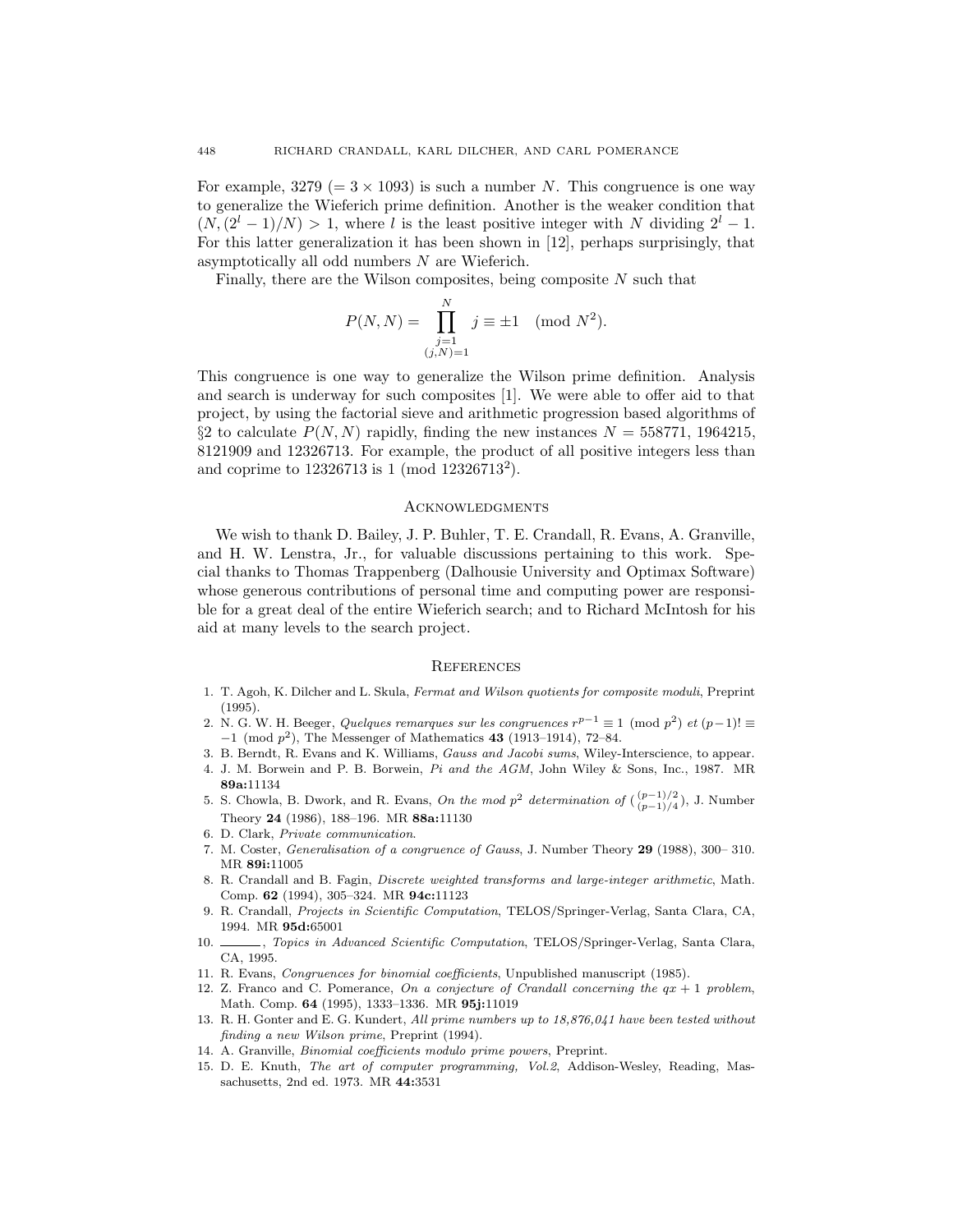For example, 3279 ($= 3 \times 1093$) is such a number $N$. This congruence is one way to generalize the Wieferich prime definition. Another is the weaker condition that $(N, (2^l - 1)/N) > 1$, where $l$ is the least positive integer with $N$ dividing $2^l - 1$. For this latter generalization it has been shown in [12], perhaps surprisingly, that asymptotically all odd numbers $N$ are Wieferich.

Finally, there are the Wilson composites, being composite $N$ such that

$$P(N, N) = \prod_{\substack{j=1 \\ (j,N)=1}}^{N} j \equiv \pm 1 \pmod{N^2}.$$

This congruence is one way to generalize the Wilson prime definition. Analysis and search is underway for such composites [1]. We were able to offer aid to that project, by using the factorial sieve and arithmetic progression based algorithms of §2 to calculate $P(N, N)$ rapidly, finding the new instances $N = 558771$, $1964215$, $8121909$ and $12326713$. For example, the product of all positive integers less than and coprime to 12326713 is 1 (mod $12326713^2$).

## Acknowledgments

We wish to thank D. Bailey, J. P. Buhler, T. E. Crandall, R. Evans, A. Granville, and H. W. Lenstra, Jr., for valuable discussions pertaining to this work. Special thanks to Thomas Trappenberg (Dalhousie University and Optimax Software) whose generous contributions of personal time and computing power are responsible for a great deal of the entire Wieferich search; and to Richard McIntosh for his aid at many levels to the search project.

## References

1. T. Agoh, K. Dilcher and L. Skula, *Fermat and Wilson quotients for composite moduli*, Preprint (1995).
2. N. G. W. H. Beeger, *Quelques remarques sur les congruences $r^{p-1} \equiv 1 \pmod{p^2}$ et $(p-1)! \equiv -1 \pmod{p^2}$*, The Messenger of Mathematics **43** (1913–1914), 72–84.
3. B. Berndt, R. Evans and K. Williams, *Gauss and Jacobi sums*, Wiley-Interscience, to appear.
4. J. M. Borwein and P. B. Borwein, *Pi and the AGM*, John Wiley & Sons, Inc., 1987. MR **89a:**11134
5. S. Chowla, B. Dwork, and R. Evans, *On the mod $p^2$ determination of $\binom{(p-1)/2}{(p-1)/4}$*, J. Number Theory **24** (1986), 188–196. MR **88a:**11130
6. D. Clark, *Private communication*.
7. M. Coster, *Generalisation of a congruence of Gauss*, J. Number Theory **29** (1988), 300– 310. MR **89i:**11005
8. R. Crandall and B. Fagin, *Discrete weighted transforms and large-integer arithmetic*, Math. Comp. **62** (1994), 305–324. MR **94c:**11123
9. R. Crandall, *Projects in Scientific Computation*, TELOS/Springer-Verlag, Santa Clara, CA, 1994. MR **95d:**65001
10. ______, *Topics in Advanced Scientific Computation*, TELOS/Springer-Verlag, Santa Clara, CA, 1995.
11. R. Evans, *Congruences for binomial coefficients*, Unpublished manuscript (1985).
12. Z. Franco and C. Pomerance, *On a conjecture of Crandall concerning the $qx + 1$ problem*, Math. Comp. **64** (1995), 1333–1336. MR **95j:**11019
13. R. H. Gonter and E. G. Kundert, *All prime numbers up to 18,876,041 have been tested without finding a new Wilson prime*, Preprint (1994).
14. A. Granville, *Binomial coefficients modulo prime powers*, Preprint.
15. D. E. Knuth, *The art of computer programming, Vol.2*, Addison-Wesley, Reading, Massachusetts, 2nd ed. 1973. MR **44:**3531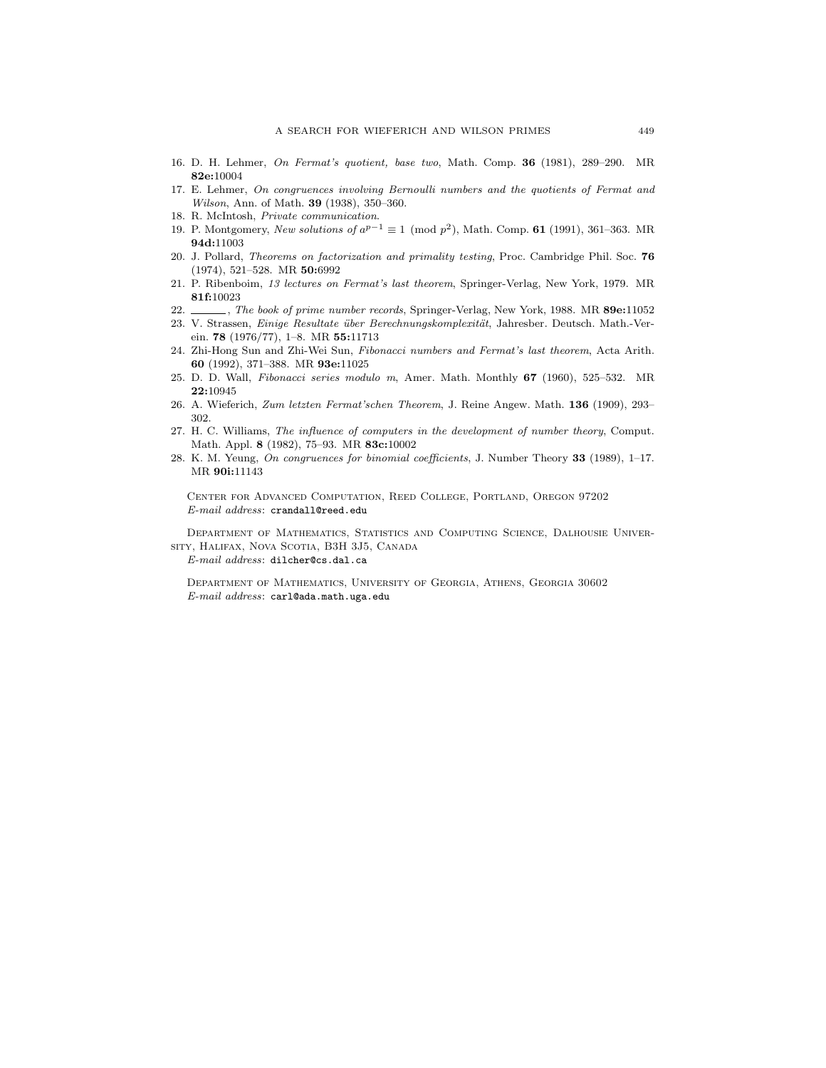16. D. H. Lehmer, *On Fermat's quotient, base two*, Math. Comp. **36** (1981), 289–290. MR **82e:**10004
17. E. Lehmer, *On congruences involving Bernoulli numbers and the quotients of Fermat and Wilson*, Ann. of Math. **39** (1938), 350–360.
18. R. McIntosh, *Private communication*.
19. P. Montgomery, *New solutions of $a^{p-1} \equiv 1 \pmod{p^2}$*, Math. Comp. **61** (1991), 361–363. MR **94d:**11003
20. J. Pollard, *Theorems on factorization and primality testing*, Proc. Cambridge Phil. Soc. **76** (1974), 521–528. MR **50:**6992
21. P. Ribenboim, *13 lectures on Fermat's last theorem*, Springer-Verlag, New York, 1979. MR **81f:**10023
22. ______, *The book of prime number records*, Springer-Verlag, New York, 1988. MR **89e:**11052
23. V. Strassen, *Einige Resultate über Berechnungskomplexität*, Jahresber. Deutsch. Math.-Verein. **78** (1976/77), 1–8. MR **55:**11713
24. Zhi-Hong Sun and Zhi-Wei Sun, *Fibonacci numbers and Fermat's last theorem*, Acta Arith. **60** (1992), 371–388. MR **93e:**11025
25. D. D. Wall, *Fibonacci series modulo m*, Amer. Math. Monthly **67** (1960), 525–532. MR **22:**10945
26. A. Wieferich, *Zum letzten Fermat'schen Theorem*, J. Reine Angew. Math. **136** (1909), 293–302.
27. H. C. Williams, *The influence of computers in the development of number theory*, Comput. Math. Appl. **8** (1982), 75–93. MR **83c:**10002
28. K. M. Yeung, *On congruences for binomial coefficients*, J. Number Theory **33** (1989), 1–17. MR **90i:**11143

Center for Advanced Computation, Reed College, Portland, Oregon 97202
*E-mail address*: `crandall@reed.edu`

Department of Mathematics, Statistics and Computing Science, Dalhousie University, Halifax, Nova Scotia, B3H 3J5, Canada
*E-mail address*: `dilcher@cs.dal.ca`

Department of Mathematics, University of Georgia, Athens, Georgia 30602
*E-mail address*: `carl@ada.math.uga.edu`